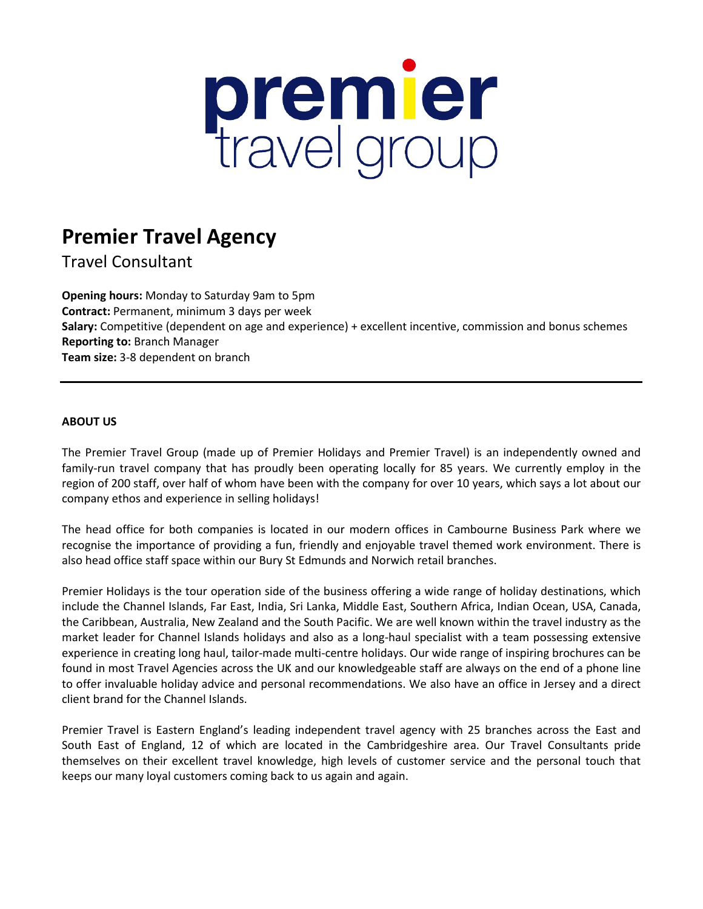premier travel group

# Premier Travel Agency

## Travel Consultant

**Opening hours:** Monday to Saturday 9am to 5pm
**Contract:** Permanent, minimum 3 days per week
**Salary:** Competitive (dependent on age and experience) + excellent incentive, commission and bonus schemes
**Reporting to:** Branch Manager
**Team size:** 3-8 dependent on branch

---

**ABOUT US**

The Premier Travel Group (made up of Premier Holidays and Premier Travel) is an independently owned and family-run travel company that has proudly been operating locally for 85 years. We currently employ in the region of 200 staff, over half of whom have been with the company for over 10 years, which says a lot about our company ethos and experience in selling holidays!

The head office for both companies is located in our modern offices in Cambourne Business Park where we recognise the importance of providing a fun, friendly and enjoyable travel themed work environment. There is also head office staff space within our Bury St Edmunds and Norwich retail branches.

Premier Holidays is the tour operation side of the business offering a wide range of holiday destinations, which include the Channel Islands, Far East, India, Sri Lanka, Middle East, Southern Africa, Indian Ocean, USA, Canada, the Caribbean, Australia, New Zealand and the South Pacific. We are well known within the travel industry as the market leader for Channel Islands holidays and also as a long-haul specialist with a team possessing extensive experience in creating long haul, tailor-made multi-centre holidays. Our wide range of inspiring brochures can be found in most Travel Agencies across the UK and our knowledgeable staff are always on the end of a phone line to offer invaluable holiday advice and personal recommendations. We also have an office in Jersey and a direct client brand for the Channel Islands.

Premier Travel is Eastern England's leading independent travel agency with 25 branches across the East and South East of England, 12 of which are located in the Cambridgeshire area. Our Travel Consultants pride themselves on their excellent travel knowledge, high levels of customer service and the personal touch that keeps our many loyal customers coming back to us again and again.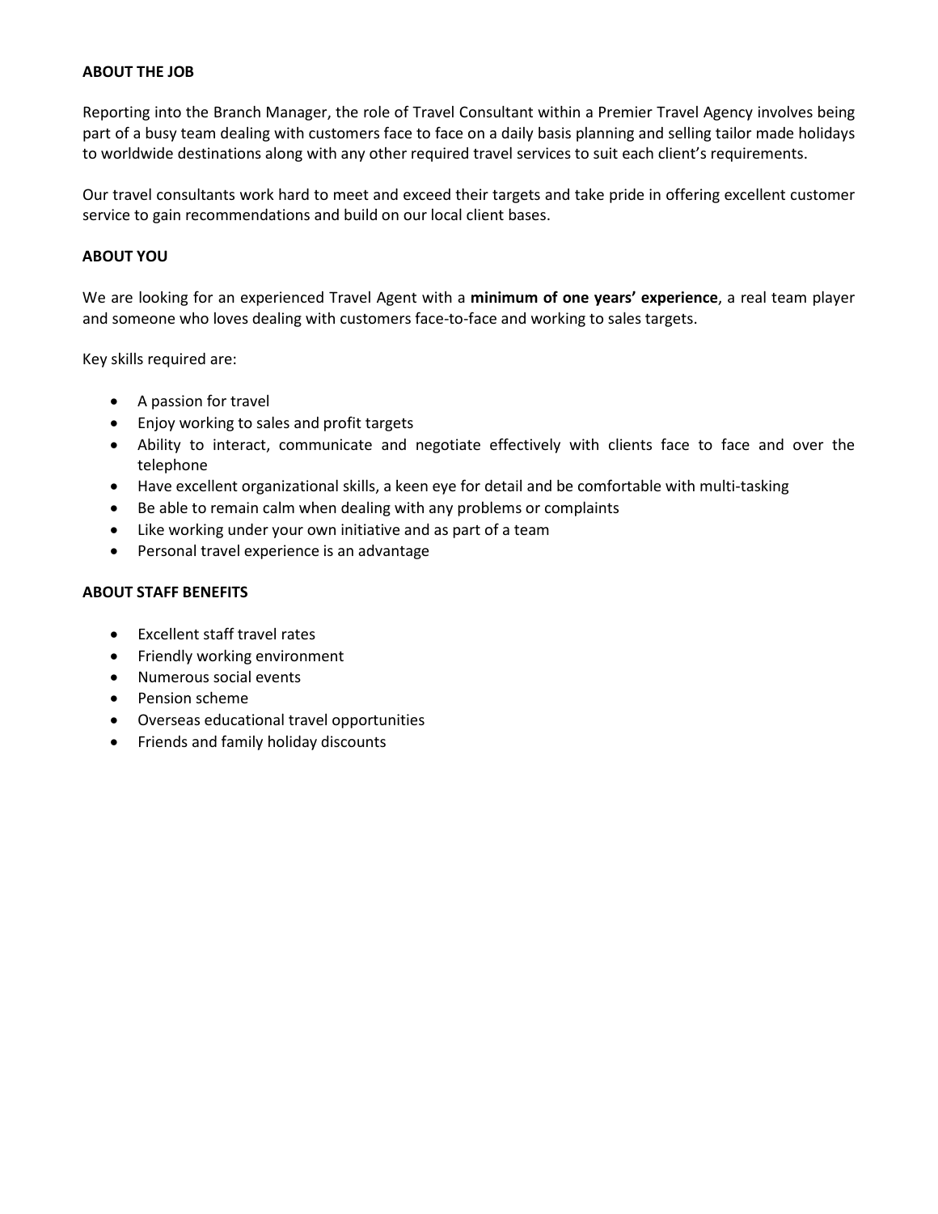## ABOUT THE JOB

Reporting into the Branch Manager, the role of Travel Consultant within a Premier Travel Agency involves being part of a busy team dealing with customers face to face on a daily basis planning and selling tailor made holidays to worldwide destinations along with any other required travel services to suit each client's requirements.

Our travel consultants work hard to meet and exceed their targets and take pride in offering excellent customer service to gain recommendations and build on our local client bases.

## ABOUT YOU

We are looking for an experienced Travel Agent with a **minimum of one years' experience**, a real team player and someone who loves dealing with customers face-to-face and working to sales targets.

Key skills required are:

- A passion for travel
- Enjoy working to sales and profit targets
- Ability to interact, communicate and negotiate effectively with clients face to face and over the telephone
- Have excellent organizational skills, a keen eye for detail and be comfortable with multi-tasking
- Be able to remain calm when dealing with any problems or complaints
- Like working under your own initiative and as part of a team
- Personal travel experience is an advantage

## ABOUT STAFF BENEFITS

- Excellent staff travel rates
- Friendly working environment
- Numerous social events
- Pension scheme
- Overseas educational travel opportunities
- Friends and family holiday discounts